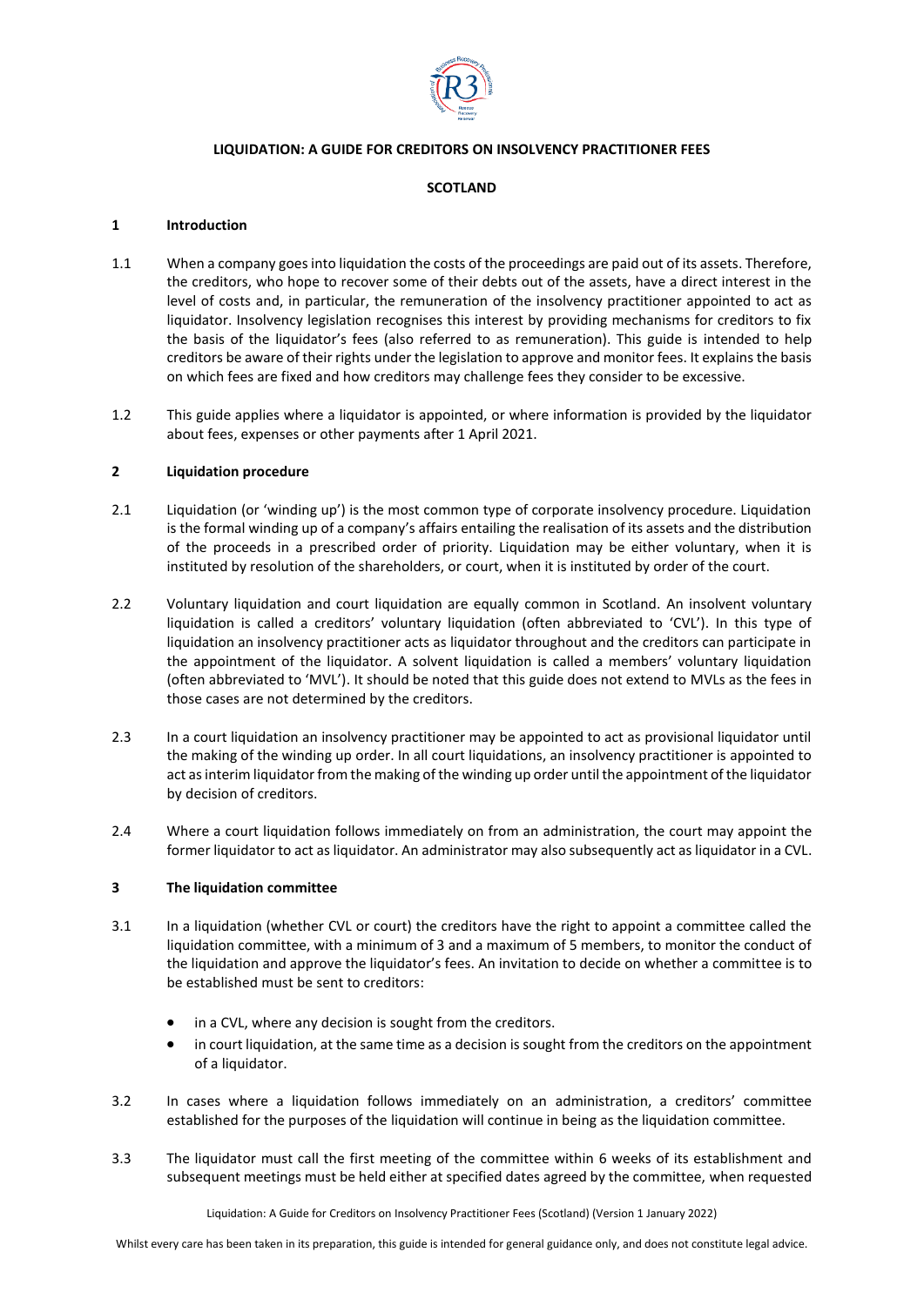**LIQUIDATION: A GUIDE FOR CREDITORS ON INSOLVENCY PRACTITIONER FEES**

**SCOTLAND**

## 1 Introduction

1.1 When a company goes into liquidation the costs of the proceedings are paid out of its assets. Therefore, the creditors, who hope to recover some of their debts out of the assets, have a direct interest in the level of costs and, in particular, the remuneration of the insolvency practitioner appointed to act as liquidator. Insolvency legislation recognises this interest by providing mechanisms for creditors to fix the basis of the liquidator's fees (also referred to as remuneration). This guide is intended to help creditors be aware of their rights under the legislation to approve and monitor fees. It explains the basis on which fees are fixed and how creditors may challenge fees they consider to be excessive.

1.2 This guide applies where a liquidator is appointed, or where information is provided by the liquidator about fees, expenses or other payments after 1 April 2021.

## 2 Liquidation procedure

2.1 Liquidation (or 'winding up') is the most common type of corporate insolvency procedure. Liquidation is the formal winding up of a company's affairs entailing the realisation of its assets and the distribution of the proceeds in a prescribed order of priority. Liquidation may be either voluntary, when it is instituted by resolution of the shareholders, or court, when it is instituted by order of the court.

2.2 Voluntary liquidation and court liquidation are equally common in Scotland. An insolvent voluntary liquidation is called a creditors' voluntary liquidation (often abbreviated to 'CVL'). In this type of liquidation an insolvency practitioner acts as liquidator throughout and the creditors can participate in the appointment of the liquidator. A solvent liquidation is called a members' voluntary liquidation (often abbreviated to 'MVL'). It should be noted that this guide does not extend to MVLs as the fees in those cases are not determined by the creditors.

2.3 In a court liquidation an insolvency practitioner may be appointed to act as provisional liquidator until the making of the winding up order. In all court liquidations, an insolvency practitioner is appointed to act as interim liquidator from the making of the winding up order until the appointment of the liquidator by decision of creditors.

2.4 Where a court liquidation follows immediately on from an administration, the court may appoint the former liquidator to act as liquidator. An administrator may also subsequently act as liquidator in a CVL.

## 3 The liquidation committee

3.1 In a liquidation (whether CVL or court) the creditors have the right to appoint a committee called the liquidation committee, with a minimum of 3 and a maximum of 5 members, to monitor the conduct of the liquidation and approve the liquidator's fees. An invitation to decide on whether a committee is to be established must be sent to creditors:

- in a CVL, where any decision is sought from the creditors.
- in court liquidation, at the same time as a decision is sought from the creditors on the appointment of a liquidator.

3.2 In cases where a liquidation follows immediately on an administration, a creditors' committee established for the purposes of the liquidation will continue in being as the liquidation committee.

3.3 The liquidator must call the first meeting of the committee within 6 weeks of its establishment and subsequent meetings must be held either at specified dates agreed by the committee, when requested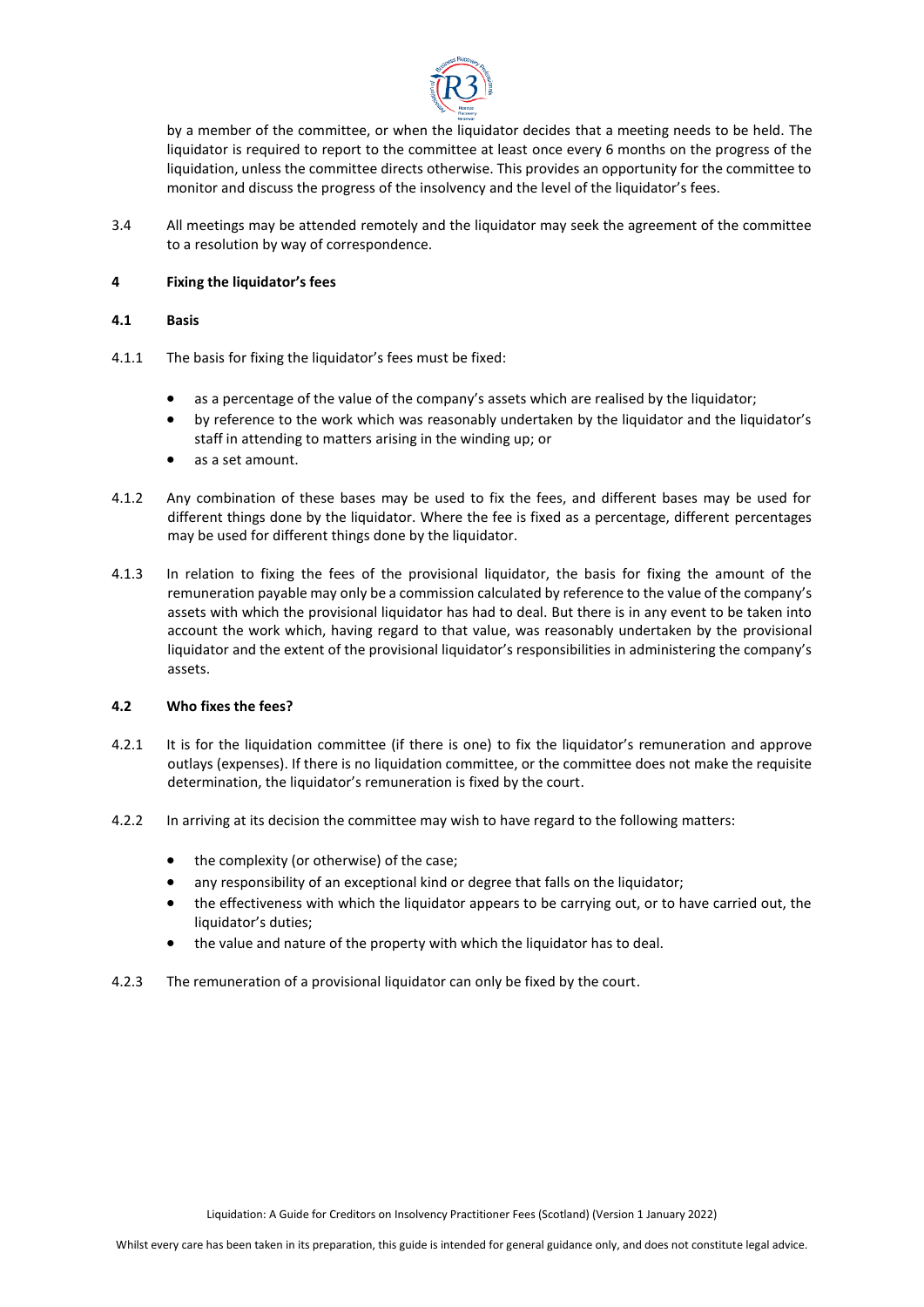by a member of the committee, or when the liquidator decides that a meeting needs to be held. The liquidator is required to report to the committee at least once every 6 months on the progress of the liquidation, unless the committee directs otherwise. This provides an opportunity for the committee to monitor and discuss the progress of the insolvency and the level of the liquidator's fees.

3.4 All meetings may be attended remotely and the liquidator may seek the agreement of the committee to a resolution by way of correspondence.

## 4 Fixing the liquidator's fees

### 4.1 Basis

4.1.1 The basis for fixing the liquidator's fees must be fixed:

- as a percentage of the value of the company's assets which are realised by the liquidator;
- by reference to the work which was reasonably undertaken by the liquidator and the liquidator's staff in attending to matters arising in the winding up; or
- as a set amount.

4.1.2 Any combination of these bases may be used to fix the fees, and different bases may be used for different things done by the liquidator. Where the fee is fixed as a percentage, different percentages may be used for different things done by the liquidator.

4.1.3 In relation to fixing the fees of the provisional liquidator, the basis for fixing the amount of the remuneration payable may only be a commission calculated by reference to the value of the company's assets with which the provisional liquidator has had to deal. But there is in any event to be taken into account the work which, having regard to that value, was reasonably undertaken by the provisional liquidator and the extent of the provisional liquidator's responsibilities in administering the company's assets.

### 4.2 Who fixes the fees?

4.2.1 It is for the liquidation committee (if there is one) to fix the liquidator's remuneration and approve outlays (expenses). If there is no liquidation committee, or the committee does not make the requisite determination, the liquidator's remuneration is fixed by the court.

4.2.2 In arriving at its decision the committee may wish to have regard to the following matters:

- the complexity (or otherwise) of the case;
- any responsibility of an exceptional kind or degree that falls on the liquidator;
- the effectiveness with which the liquidator appears to be carrying out, or to have carried out, the liquidator's duties;
- the value and nature of the property with which the liquidator has to deal.

4.2.3 The remuneration of a provisional liquidator can only be fixed by the court.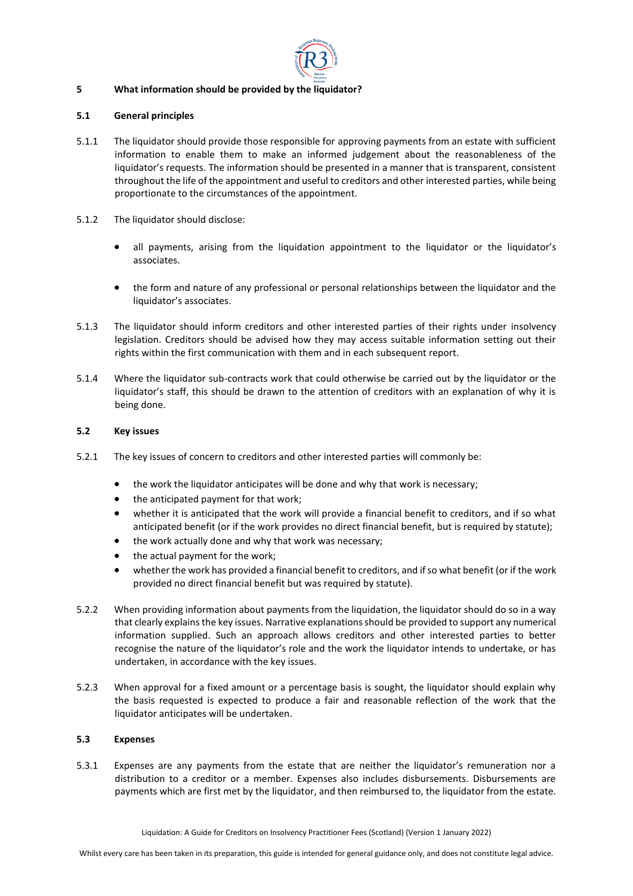## 5 What information should be provided by the liquidator?

### 5.1 General principles

5.1.1 The liquidator should provide those responsible for approving payments from an estate with sufficient information to enable them to make an informed judgement about the reasonableness of the liquidator's requests. The information should be presented in a manner that is transparent, consistent throughout the life of the appointment and useful to creditors and other interested parties, while being proportionate to the circumstances of the appointment.

5.1.2 The liquidator should disclose:

- all payments, arising from the liquidation appointment to the liquidator or the liquidator's associates.
- the form and nature of any professional or personal relationships between the liquidator and the liquidator's associates.

5.1.3 The liquidator should inform creditors and other interested parties of their rights under insolvency legislation. Creditors should be advised how they may access suitable information setting out their rights within the first communication with them and in each subsequent report.

5.1.4 Where the liquidator sub-contracts work that could otherwise be carried out by the liquidator or the liquidator's staff, this should be drawn to the attention of creditors with an explanation of why it is being done.

### 5.2 Key issues

5.2.1 The key issues of concern to creditors and other interested parties will commonly be:

- the work the liquidator anticipates will be done and why that work is necessary;
- the anticipated payment for that work;
- whether it is anticipated that the work will provide a financial benefit to creditors, and if so what anticipated benefit (or if the work provides no direct financial benefit, but is required by statute);
- the work actually done and why that work was necessary;
- the actual payment for the work;
- whether the work has provided a financial benefit to creditors, and if so what benefit (or if the work provided no direct financial benefit but was required by statute).

5.2.2 When providing information about payments from the liquidation, the liquidator should do so in a way that clearly explains the key issues. Narrative explanations should be provided to support any numerical information supplied. Such an approach allows creditors and other interested parties to better recognise the nature of the liquidator's role and the work the liquidator intends to undertake, or has undertaken, in accordance with the key issues.

5.2.3 When approval for a fixed amount or a percentage basis is sought, the liquidator should explain why the basis requested is expected to produce a fair and reasonable reflection of the work that the liquidator anticipates will be undertaken.

### 5.3 Expenses

5.3.1 Expenses are any payments from the estate that are neither the liquidator's remuneration nor a distribution to a creditor or a member. Expenses also includes disbursements. Disbursements are payments which are first met by the liquidator, and then reimbursed to, the liquidator from the estate.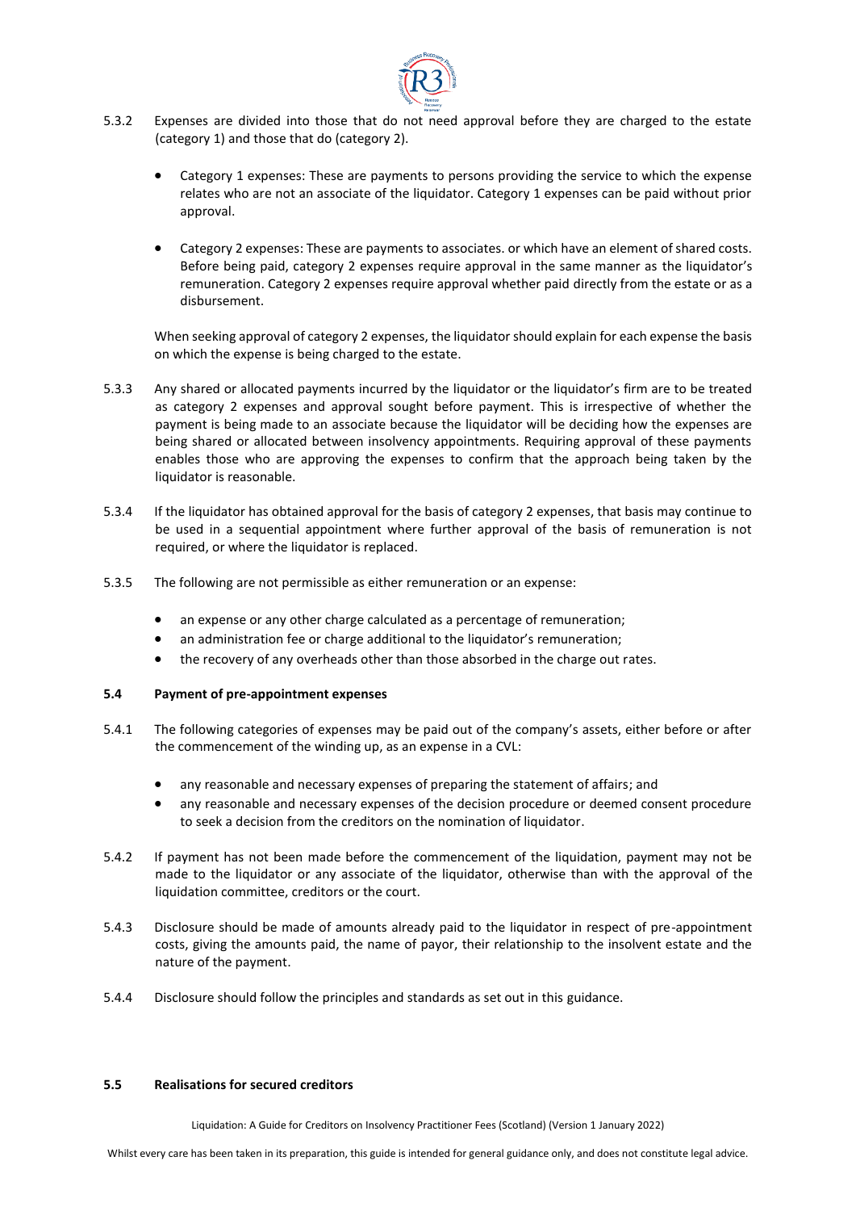5.3.2 Expenses are divided into those that do not need approval before they are charged to the estate (category 1) and those that do (category 2).

- Category 1 expenses: These are payments to persons providing the service to which the expense relates who are not an associate of the liquidator. Category 1 expenses can be paid without prior approval.

- Category 2 expenses: These are payments to associates. or which have an element of shared costs. Before being paid, category 2 expenses require approval in the same manner as the liquidator's remuneration. Category 2 expenses require approval whether paid directly from the estate or as a disbursement.

When seeking approval of category 2 expenses, the liquidator should explain for each expense the basis on which the expense is being charged to the estate.

5.3.3 Any shared or allocated payments incurred by the liquidator or the liquidator's firm are to be treated as category 2 expenses and approval sought before payment. This is irrespective of whether the payment is being made to an associate because the liquidator will be deciding how the expenses are being shared or allocated between insolvency appointments. Requiring approval of these payments enables those who are approving the expenses to confirm that the approach being taken by the liquidator is reasonable.

5.3.4 If the liquidator has obtained approval for the basis of category 2 expenses, that basis may continue to be used in a sequential appointment where further approval of the basis of remuneration is not required, or where the liquidator is replaced.

5.3.5 The following are not permissible as either remuneration or an expense:

- an expense or any other charge calculated as a percentage of remuneration;
- an administration fee or charge additional to the liquidator's remuneration;
- the recovery of any overheads other than those absorbed in the charge out rates.

### 5.4 Payment of pre-appointment expenses

5.4.1 The following categories of expenses may be paid out of the company's assets, either before or after the commencement of the winding up, as an expense in a CVL:

- any reasonable and necessary expenses of preparing the statement of affairs; and
- any reasonable and necessary expenses of the decision procedure or deemed consent procedure to seek a decision from the creditors on the nomination of liquidator.

5.4.2 If payment has not been made before the commencement of the liquidation, payment may not be made to the liquidator or any associate of the liquidator, otherwise than with the approval of the liquidation committee, creditors or the court.

5.4.3 Disclosure should be made of amounts already paid to the liquidator in respect of pre-appointment costs, giving the amounts paid, the name of payor, their relationship to the insolvent estate and the nature of the payment.

5.4.4 Disclosure should follow the principles and standards as set out in this guidance.

### 5.5 Realisations for secured creditors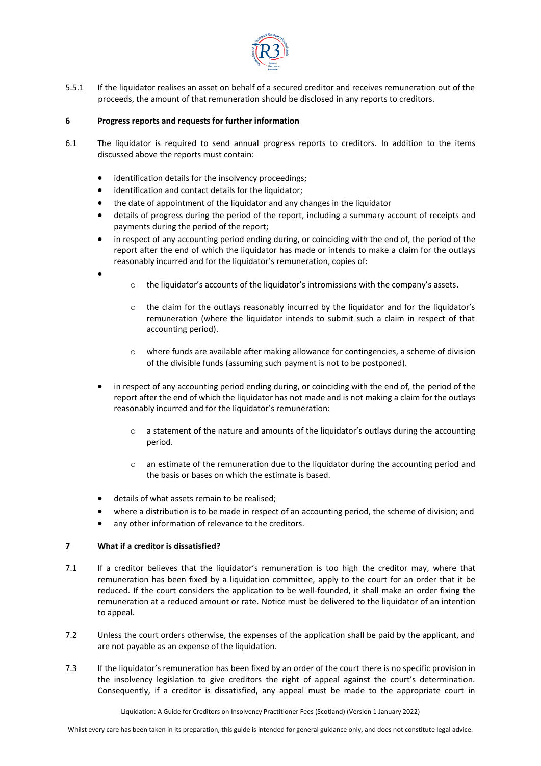5.5.1 If the liquidator realises an asset on behalf of a secured creditor and receives remuneration out of the proceeds, the amount of that remuneration should be disclosed in any reports to creditors.

## 6 Progress reports and requests for further information

6.1 The liquidator is required to send annual progress reports to creditors. In addition to the items discussed above the reports must contain:

- identification details for the insolvency proceedings;
- identification and contact details for the liquidator;
- the date of appointment of the liquidator and any changes in the liquidator
- details of progress during the period of the report, including a summary account of receipts and payments during the period of the report;
- in respect of any accounting period ending during, or coinciding with the end of, the period of the report after the end of which the liquidator has made or intends to make a claim for the outlays reasonably incurred and for the liquidator's remuneration, copies of:
-
    - the liquidator's accounts of the liquidator's intromissions with the company's assets.
    - the claim for the outlays reasonably incurred by the liquidator and for the liquidator's remuneration (where the liquidator intends to submit such a claim in respect of that accounting period).
    - where funds are available after making allowance for contingencies, a scheme of division of the divisible funds (assuming such payment is not to be postponed).
- in respect of any accounting period ending during, or coinciding with the end of, the period of the report after the end of which the liquidator has not made and is not making a claim for the outlays reasonably incurred and for the liquidator's remuneration:
    - a statement of the nature and amounts of the liquidator's outlays during the accounting period.
    - an estimate of the remuneration due to the liquidator during the accounting period and the basis or bases on which the estimate is based.
- details of what assets remain to be realised;
- where a distribution is to be made in respect of an accounting period, the scheme of division; and
- any other information of relevance to the creditors.

## 7 What if a creditor is dissatisfied?

7.1 If a creditor believes that the liquidator's remuneration is too high the creditor may, where that remuneration has been fixed by a liquidation committee, apply to the court for an order that it be reduced. If the court considers the application to be well-founded, it shall make an order fixing the remuneration at a reduced amount or rate. Notice must be delivered to the liquidator of an intention to appeal.

7.2 Unless the court orders otherwise, the expenses of the application shall be paid by the applicant, and are not payable as an expense of the liquidation.

7.3 If the liquidator's remuneration has been fixed by an order of the court there is no specific provision in the insolvency legislation to give creditors the right of appeal against the court's determination. Consequently, if a creditor is dissatisfied, any appeal must be made to the appropriate court in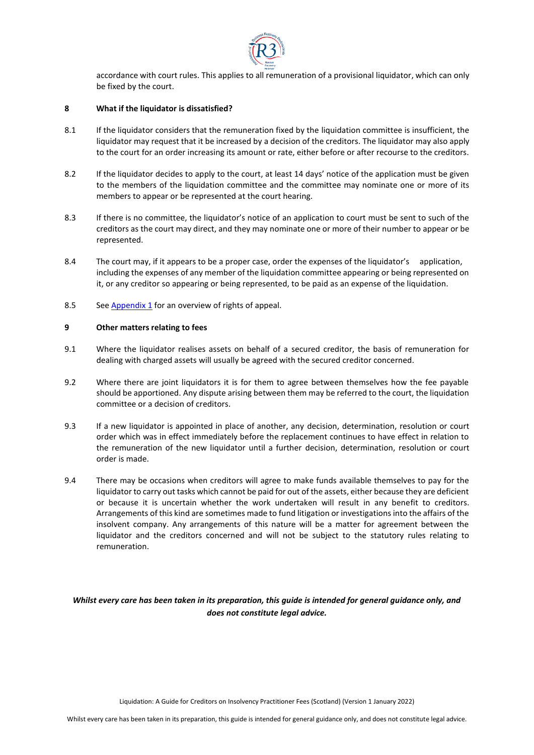accordance with court rules. This applies to all remuneration of a provisional liquidator, which can only be fixed by the court.

## 8 What if the liquidator is dissatisfied?

8.1 If the liquidator considers that the remuneration fixed by the liquidation committee is insufficient, the liquidator may request that it be increased by a decision of the creditors. The liquidator may also apply to the court for an order increasing its amount or rate, either before or after recourse to the creditors.

8.2 If the liquidator decides to apply to the court, at least 14 days' notice of the application must be given to the members of the liquidation committee and the committee may nominate one or more of its members to appear or be represented at the court hearing.

8.3 If there is no committee, the liquidator's notice of an application to court must be sent to such of the creditors as the court may direct, and they may nominate one or more of their number to appear or be represented.

8.4 The court may, if it appears to be a proper case, order the expenses of the liquidator's application, including the expenses of any member of the liquidation committee appearing or being represented on it, or any creditor so appearing or being represented, to be paid as an expense of the liquidation.

8.5 See [Appendix 1] for an overview of rights of appeal.

## 9 Other matters relating to fees

9.1 Where the liquidator realises assets on behalf of a secured creditor, the basis of remuneration for dealing with charged assets will usually be agreed with the secured creditor concerned.

9.2 Where there are joint liquidators it is for them to agree between themselves how the fee payable should be apportioned. Any dispute arising between them may be referred to the court, the liquidation committee or a decision of creditors.

9.3 If a new liquidator is appointed in place of another, any decision, determination, resolution or court order which was in effect immediately before the replacement continues to have effect in relation to the remuneration of the new liquidator until a further decision, determination, resolution or court order is made.

9.4 There may be occasions when creditors will agree to make funds available themselves to pay for the liquidator to carry out tasks which cannot be paid for out of the assets, either because they are deficient or because it is uncertain whether the work undertaken will result in any benefit to creditors. Arrangements of this kind are sometimes made to fund litigation or investigations into the affairs of the insolvent company. Any arrangements of this nature will be a matter for agreement between the liquidator and the creditors concerned and will not be subject to the statutory rules relating to remuneration.

***Whilst every care has been taken in its preparation, this guide is intended for general guidance only, and does not constitute legal advice.***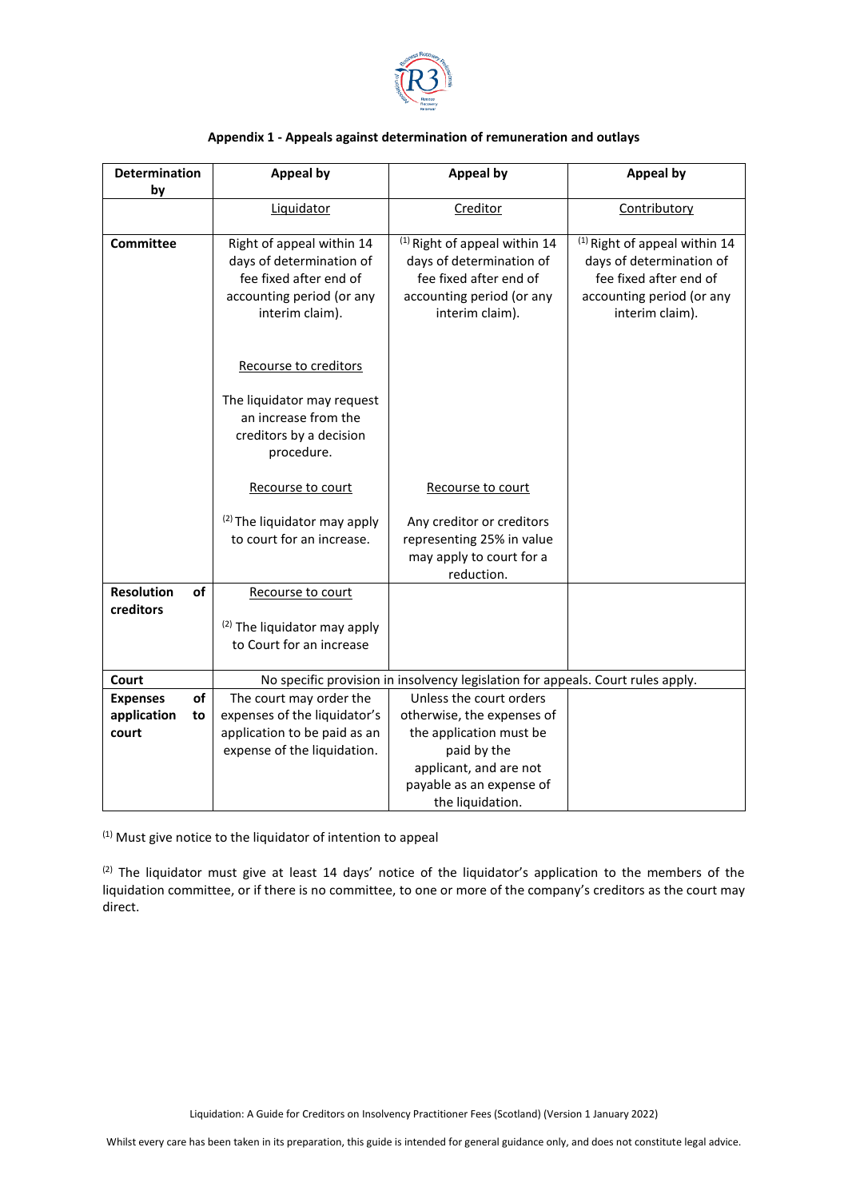**Appendix 1 - Appeals against determination of remuneration and outlays**

| Determination by | Appeal by | Appeal by | Appeal by |
|---|---|---|---|
| | Liquidator | Creditor | Contributory |
| **Committee** | Right of appeal within 14 days of determination of fee fixed after end of accounting period (or any interim claim).<br><br>Recourse to creditors<br><br>The liquidator may request an increase from the creditors by a decision procedure.<br><br>Recourse to court<br><br>(2) The liquidator may apply to court for an increase. | (1) Right of appeal within 14 days of determination of fee fixed after end of accounting period (or any interim claim).<br><br>Recourse to court<br><br>Any creditor or creditors representing 25% in value may apply to court for a reduction. | (1) Right of appeal within 14 days of determination of fee fixed after end of accounting period (or any interim claim). |
| **Resolution of creditors** | Recourse to court<br><br>(2) The liquidator may apply to Court for an increase | | |
| **Court** | No specific provision in insolvency legislation for appeals. Court rules apply. | | |
| **Expenses of application to court** | The court may order the expenses of the liquidator's application to be paid as an expense of the liquidation. | Unless the court orders otherwise, the expenses of the application must be paid by the applicant, and are not payable as an expense of the liquidation. | |

(1) Must give notice to the liquidator of intention to appeal

(2) The liquidator must give at least 14 days' notice of the liquidator's application to the members of the liquidation committee, or if there is no committee, to one or more of the company's creditors as the court may direct.

Whilst every care has been taken in its preparation, this guide is intended for general guidance only, and does not constitute legal advice.